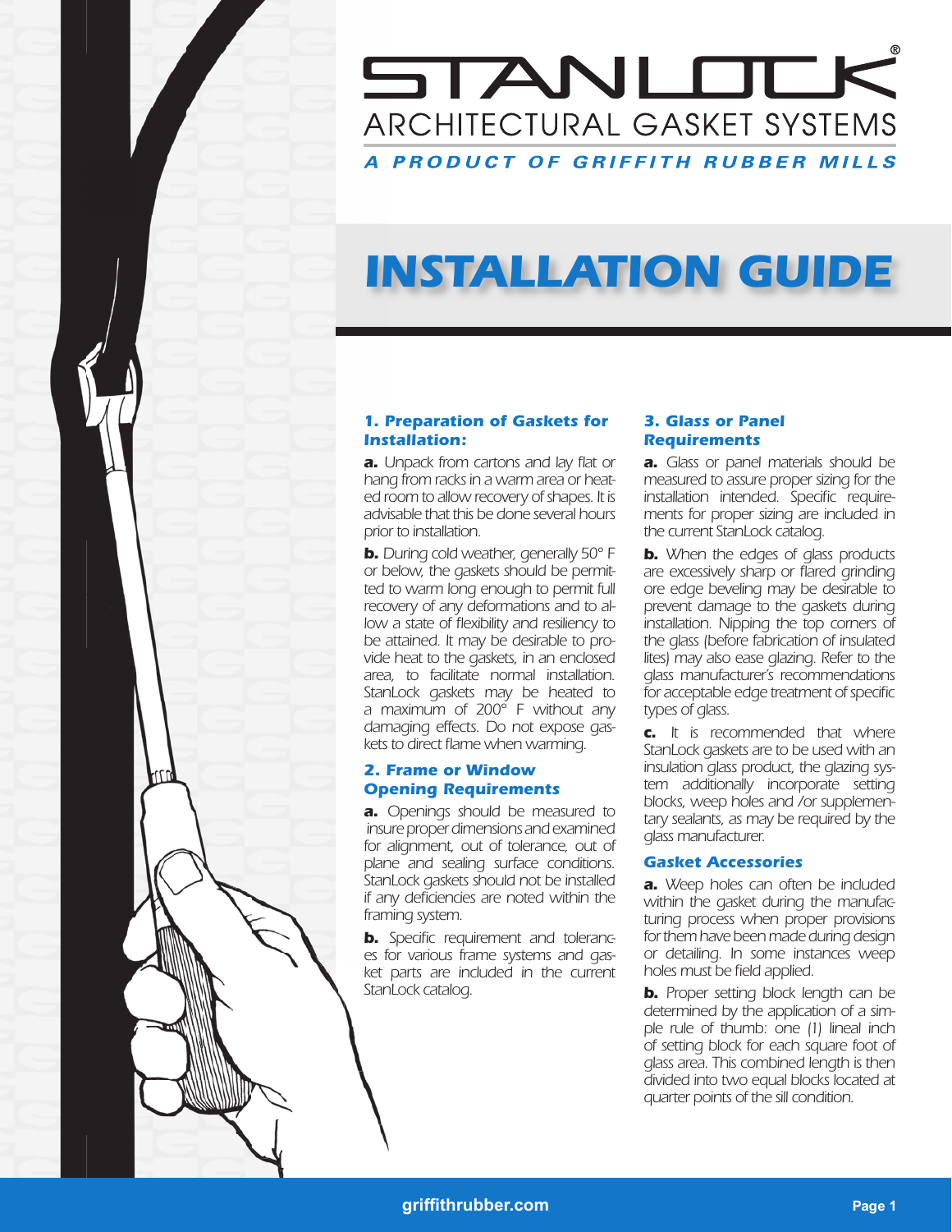# STANLOCK®

## ARCHITECTURAL GASKET SYSTEMS

*A PRODUCT OF GRIFFITH RUBBER MILLS*

# INSTALLATION GUIDE

### 1. Preparation of Gaskets for Installation:

**a.** Unpack from cartons and lay flat or hang from racks in a warm area or heated room to allow recovery of shapes. It is advisable that this be done several hours prior to installation.

**b.** During cold weather, generally 50° F or below, the gaskets should be permitted to warm long enough to permit full recovery of any deformations and to allow a state of flexibility and resiliency to be attained. It may be desirable to provide heat to the gaskets, in an enclosed area, to facilitate normal installation. StanLock gaskets may be heated to a maximum of 200° F without any damaging effects. Do not expose gaskets to direct flame when warming.

### 2. Frame or Window Opening Requirements

**a.** Openings should be measured to insure proper dimensions and examined for alignment, out of tolerance, out of plane and sealing surface conditions. StanLock gaskets should not be installed if any deficiencies are noted within the framing system.

**b.** Specific requirement and tolerances for various frame systems and gasket parts are included in the current StanLock catalog.

### 3. Glass or Panel Requirements

**a.** Glass or panel materials should be measured to assure proper sizing for the installation intended. Specific requirements for proper sizing are included in the current StanLock catalog.

**b.** When the edges of glass products are excessively sharp or flared grinding ore edge beveling may be desirable to prevent damage to the gaskets during installation. Nipping the top corners of the glass (before fabrication of insulated lites) may also ease glazing. Refer to the glass manufacturer's recommendations for acceptable edge treatment of specific types of glass.

**c.** It is recommended that where StanLock gaskets are to be used with an insulation glass product, the glazing system additionally incorporate setting blocks, weep holes and /or supplementary sealants, as may be required by the glass manufacturer.

### Gasket Accessories

**a.** Weep holes can often be included within the gasket during the manufacturing process when proper provisions for them have been made during design or detailing. In some instances weep holes must be field applied.

**b.** Proper setting block length can be determined by the application of a simple rule of thumb: one (1) lineal inch of setting block for each square foot of glass area. This combined length is then divided into two equal blocks located at quarter points of the sill condition.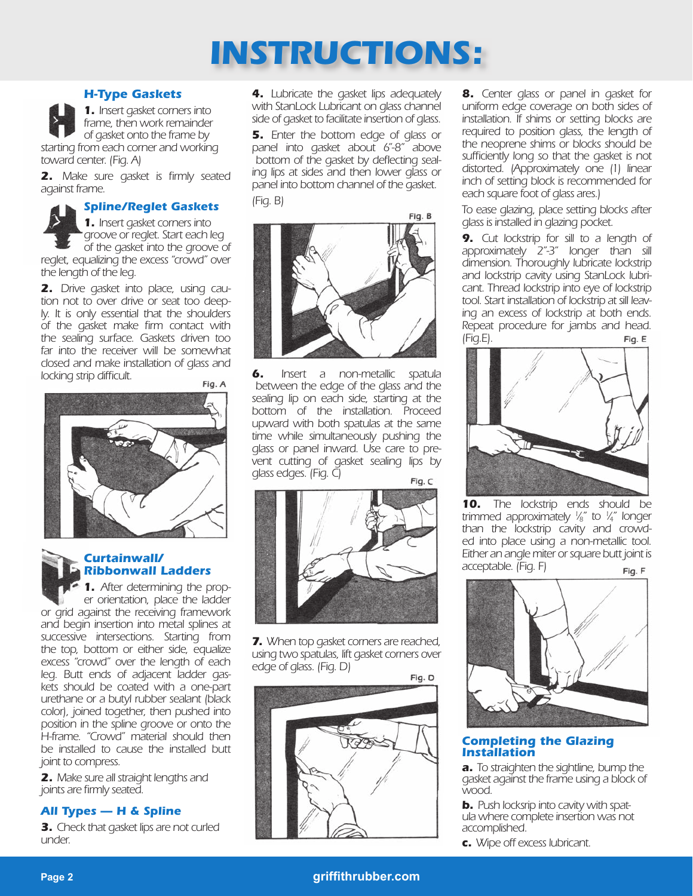# INSTRUCTIONS:

### H-Type Gaskets

**1.** Insert gasket corners into frame, then work remainder of gasket onto the frame by starting from each corner and working toward center. (Fig. A)

**2.** Make sure gasket is firmly seated against frame.

### Spline/Reglet Gaskets

**1.** Insert gasket corners into groove or reglet. Start each leg of the gasket into the groove of reglet, equalizing the excess "crowd" over the length of the leg.

**2.** Drive gasket into place, using caution not to over drive or seat too deeply. It is only essential that the shoulders of the gasket make firm contact with the sealing surface. Gaskets driven too far into the receiver will be somewhat closed and make installation of glass and locking strip difficult.

Fig. A

### Curtainwall/ Ribbonwall Ladders

**1.** After determining the proper orientation, place the ladder or grid against the receiving framework and begin insertion into metal splines at successive intersections. Starting from the top, bottom or either side, equalize excess "crowd" over the length of each leg. Butt ends of adjacent ladder gaskets should be coated with a one-part urethane or a butyl rubber sealant (black color), joined together, then pushed into position in the spline groove or onto the H-frame. "Crowd" material should then be installed to cause the installed butt joint to compress.

**2.** Make sure all straight lengths and joints are firmly seated.

### All Types — H & Spline

**3.** Check that gasket lips are not curled under.

**4.** Lubricate the gasket lips adequately with StanLock Lubricant on glass channel side of gasket to facilitate insertion of glass.

**5.** Enter the bottom edge of glass or panel into gasket about 6"-8" above bottom of the gasket by deflecting sealing lips at sides and then lower glass or panel into bottom channel of the gasket. (Fig. B)

Fig. B

**6.** Insert a non-metallic spatula between the edge of the glass and the sealing lip on each side, starting at the bottom of the installation. Proceed upward with both spatulas at the same time while simultaneously pushing the glass or panel inward. Use care to prevent cutting of gasket sealing lips by glass edges. (Fig. C)

Fig. C

**7.** When top gasket corners are reached, using two spatulas, lift gasket corners over edge of glass. (Fig. D)

Fig. D

**8.** Center glass or panel in gasket for uniform edge coverage on both sides of installation. If shims or setting blocks are required to position glass, the length of the neoprene shims or blocks should be sufficiently long so that the gasket is not distorted. (Approximately one (1) linear inch of setting block is recommended for each square foot of glass ares.)

To ease glazing, place setting blocks after glass is installed in glazing pocket.

**9.** Cut lockstrip for sill to a length of approximately 2"-3" longer than sill dimension. Thoroughly lubricate lockstrip and lockstrip cavity using StanLock lubricant. Thread lockstrip into eye of lockstrip tool. Start installation of lockstrip at sill leaving an excess of lockstrip at both ends. Repeat procedure for jambs and head. (Fig.E).

Fig. E

**10.** The lockstrip ends should be trimmed approximately ⅛" to ¼" longer than the lockstrip cavity and crowded into place using a non-metallic tool. Either an angle miter or square butt joint is acceptable. (Fig. F)

Fig. F

### Completing the Glazing Installation

**a.** To straighten the sightline, bump the gasket against the frame using a block of wood.

**b.** Push lockstrip into cavity with spatula where complete insertion was not accomplished.

**c.** Wipe off excess lubricant.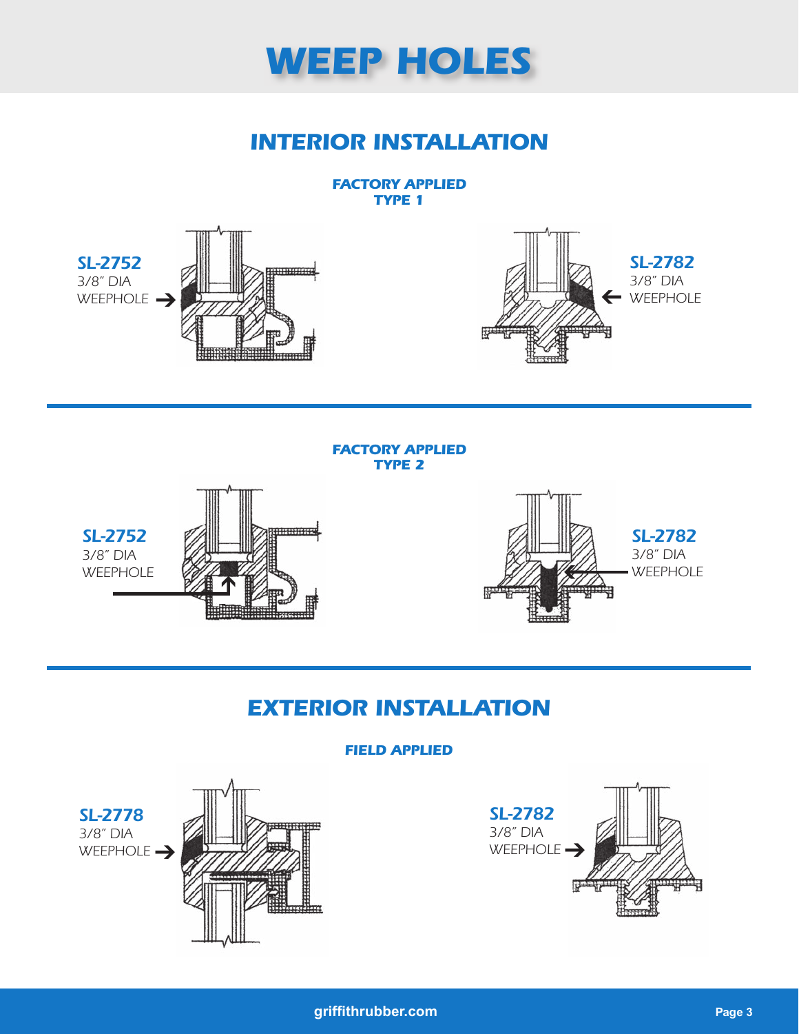# WEEP HOLES

## INTERIOR INSTALLATION

### FACTORY APPLIED
### TYPE 1

**SL-2752**
3/8″ DIA
WEEPHOLE

**SL-2782**
3/8″ DIA
WEEPHOLE

### FACTORY APPLIED
### TYPE 2

**SL-2752**
3/8″ DIA
WEEPHOLE

**SL-2782**
3/8″ DIA
WEEPHOLE

## EXTERIOR INSTALLATION

### FIELD APPLIED

**SL-2778**
3/8″ DIA
WEEPHOLE

**SL-2782**
3/8″ DIA
WEEPHOLE

griffithrubber.com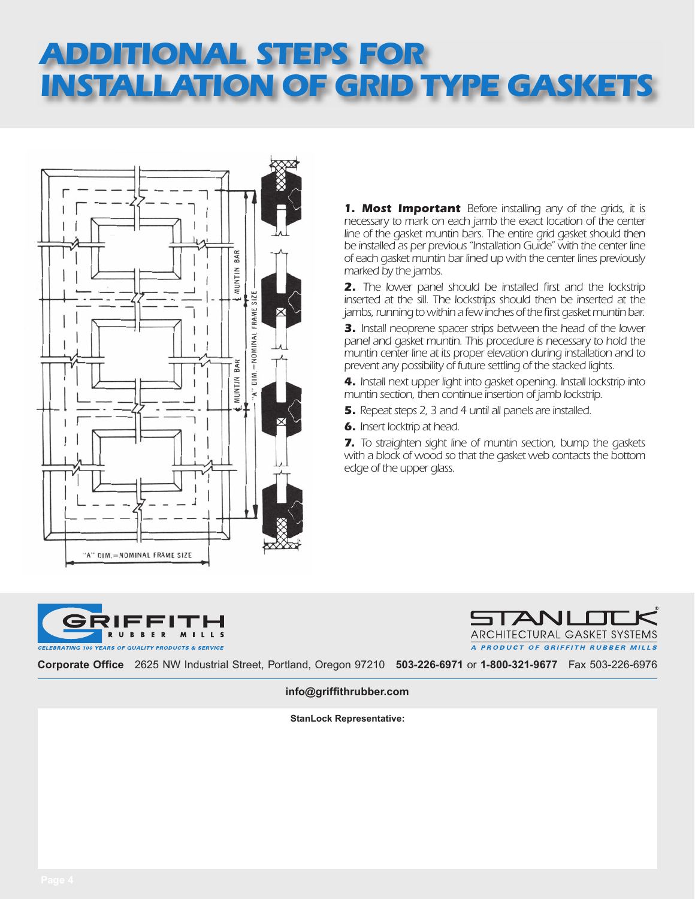# ADDITIONAL STEPS FOR INSTALLATION OF GRID TYPE GASKETS

℄ MUNTIN BAR

℄ MUNTIN BAR

"A" DIM.=NOMINAL FRAME SIZE

"A" DIM.=NOMINAL FRAME SIZE

**1. Most Important** Before installing any of the grids, it is necessary to mark on each jamb the exact location of the center line of the gasket muntin bars. The entire grid gasket should then be installed as per previous "Installation Guide" with the center line of each gasket muntin bar lined up with the center lines previously marked by the jambs.

**2.** The lower panel should be installed first and the lockstrip inserted at the sill. The lockstrips should then be inserted at the jambs, running to within a few inches of the first gasket muntin bar.

**3.** Install neoprene spacer strips between the head of the lower panel and gasket muntin. This procedure is necessary to hold the muntin center line at its proper elevation during installation and to prevent any possibility of future settling of the stacked lights.

**4.** Install next upper light into gasket opening. Install lockstrip into muntin section, then continue insertion of jamb lockstrip.

**5.** Repeat steps 2, 3 and 4 until all panels are installed.

**6.** Insert locktrip at head.

**7.** To straighten sight line of muntin section, bump the gaskets with a block of wood so that the gasket web contacts the bottom edge of the upper glass.

GRIFFITH RUBBER MILLS
CELEBRATING 100 YEARS OF QUALITY PRODUCTS & SERVICE

STANLOCK®
ARCHITECTURAL GASKET SYSTEMS
A PRODUCT OF GRIFFITH RUBBER MILLS

**Corporate Office** 2625 NW Industrial Street, Portland, Oregon 97210 **503-226-6971** or **1-800-321-9677** Fax 503-226-6976

**info@griffithrubber.com**

**StanLock Representative:**